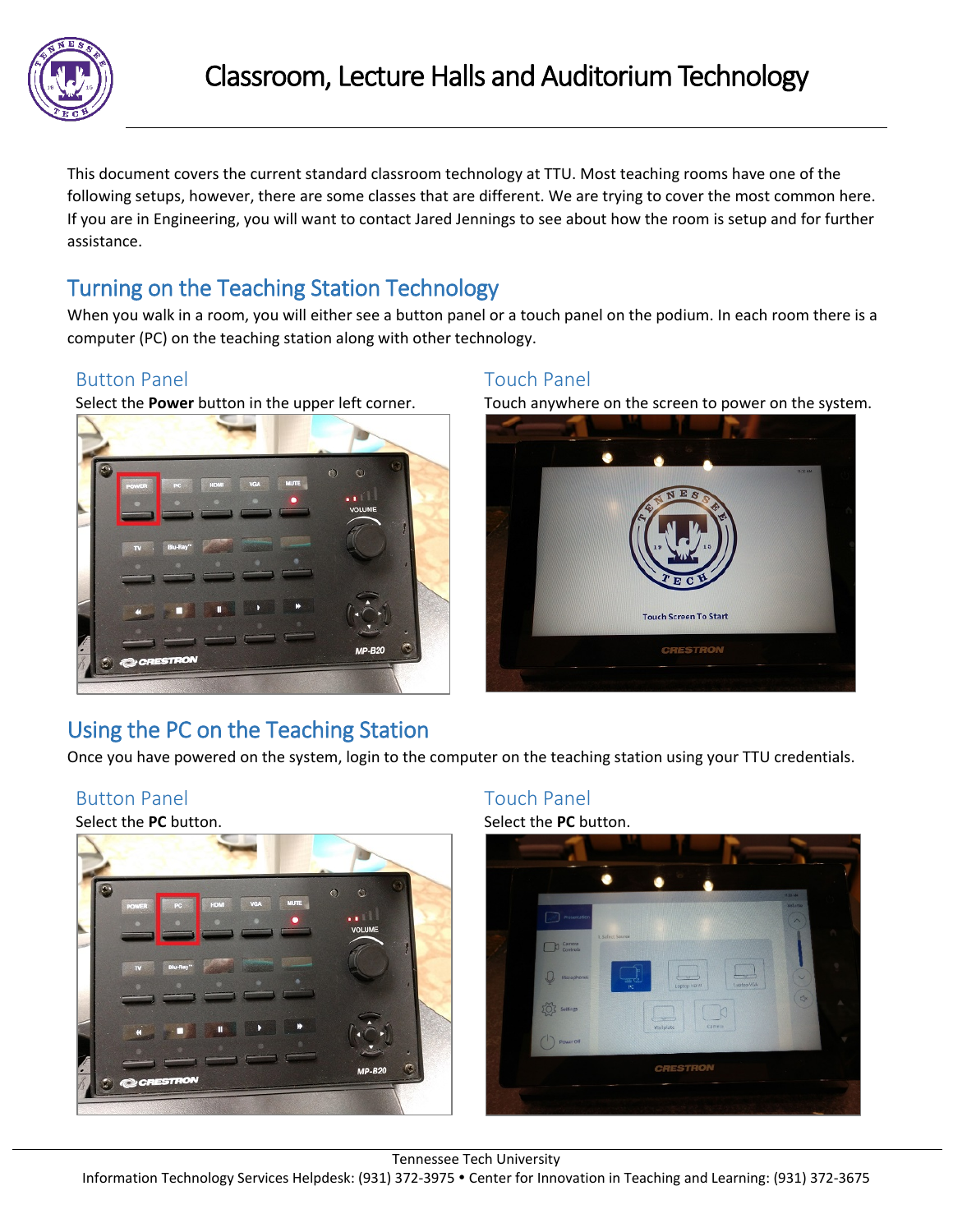# Classroom, Lecture Halls and Auditorium Technology

This document covers the current standard classroom technology at TTU. Most teaching rooms have one of the following setups, however, there are some classes that are different. We are trying to cover the most common here. If you are in Engineering, you will want to contact Jared Jennings to see about how the room is setup and for further assistance.

## Turning on the Teaching Station Technology

When you walk in a room, you will either see a button panel or a touch panel on the podium. In each room there is a computer (PC) on the teaching station along with other technology.

### Button Panel

Select the **Power** button in the upper left corner.

### Touch Panel

Touch anywhere on the screen to power on the system.

## Using the PC on the Teaching Station

Once you have powered on the system, login to the computer on the teaching station using your TTU credentials.

### Button Panel

Select the **PC** button.

### Touch Panel

Select the **PC** button.

Tennessee Tech University
Information Technology Services Helpdesk: (931) 372-3975 • Center for Innovation in Teaching and Learning: (931) 372-3675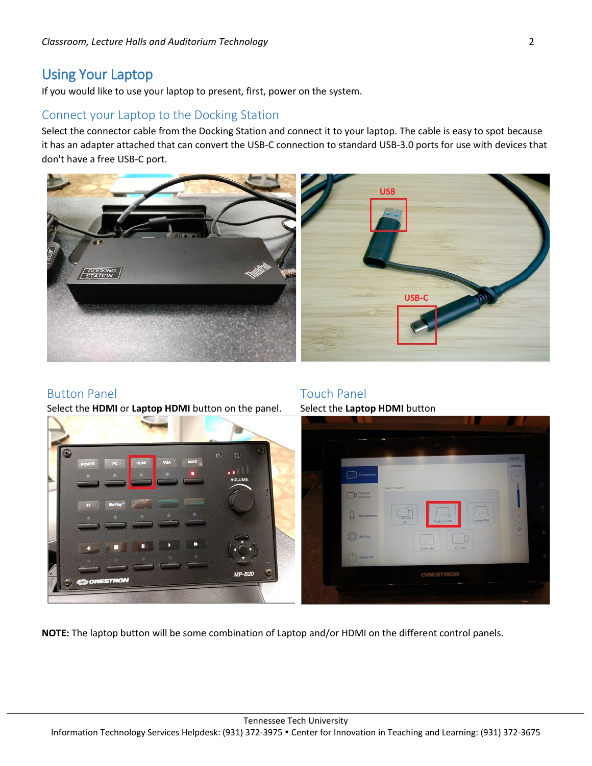# Using Your Laptop

If you would like to use your laptop to present, first, power on the system.

## Connect your Laptop to the Docking Station

Select the connector cable from the Docking Station and connect it to your laptop. The cable is easy to spot because it has an adapter attached that can convert the USB-C connection to standard USB-3.0 ports for use with devices that don't have a free USB-C port.

## Button Panel

Select the **HDMI** or **Laptop HDMI** button on the panel.

## Touch Panel

Select the **Laptop HDMI** button

**NOTE:** The laptop button will be some combination of Laptop and/or HDMI on the different control panels.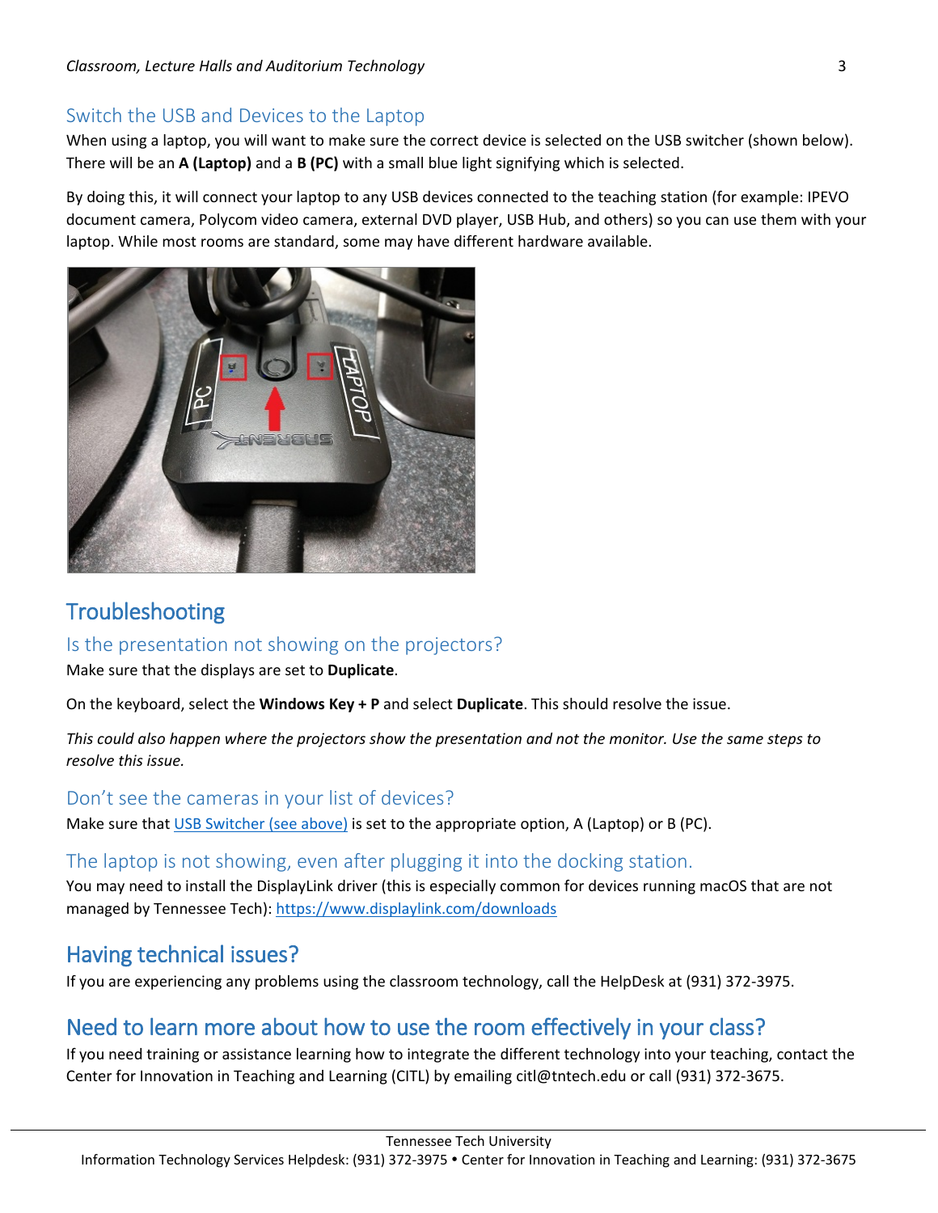## Switch the USB and Devices to the Laptop

When using a laptop, you will want to make sure the correct device is selected on the USB switcher (shown below). There will be an **A (Laptop)** and a **B (PC)** with a small blue light signifying which is selected.

By doing this, it will connect your laptop to any USB devices connected to the teaching station (for example: IPEVO document camera, Polycom video camera, external DVD player, USB Hub, and others) so you can use them with your laptop. While most rooms are standard, some may have different hardware available.

# Troubleshooting

## Is the presentation not showing on the projectors?

Make sure that the displays are set to **Duplicate**.

On the keyboard, select the **Windows Key + P** and select **Duplicate**. This should resolve the issue.

*This could also happen where the projectors show the presentation and not the monitor. Use the same steps to resolve this issue.*

## Don't see the cameras in your list of devices?

Make sure that [USB Switcher (see above)](#switch-the-usb-and-devices-to-the-laptop) is set to the appropriate option, A (Laptop) or B (PC).

## The laptop is not showing, even after plugging it into the docking station.

You may need to install the DisplayLink driver (this is especially common for devices running macOS that are not managed by Tennessee Tech): [https://www.displaylink.com/downloads](https://www.displaylink.com/downloads)

# Having technical issues?

If you are experiencing any problems using the classroom technology, call the HelpDesk at (931) 372-3975.

# Need to learn more about how to use the room effectively in your class?

If you need training or assistance learning how to integrate the different technology into your teaching, contact the Center for Innovation in Teaching and Learning (CITL) by emailing citl@tntech.edu or call (931) 372-3675.